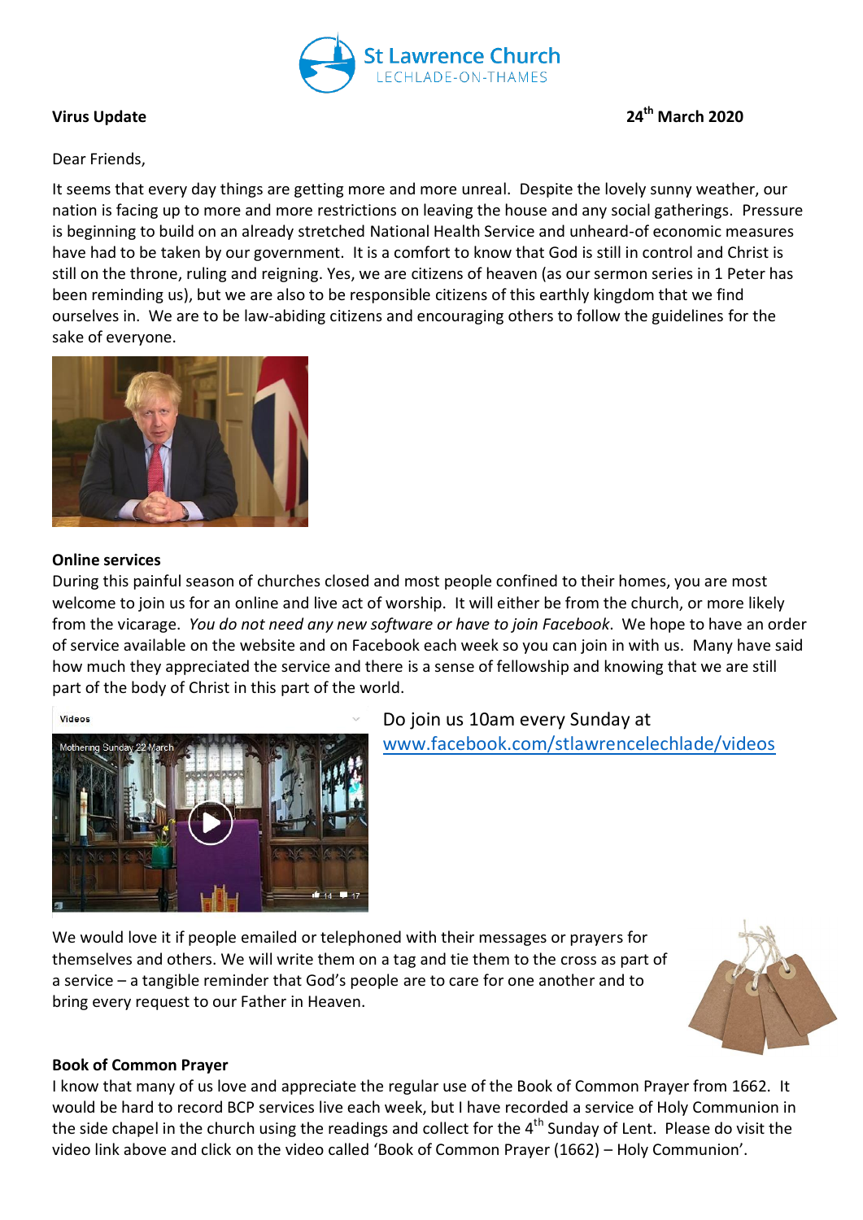St Lawrence Church
LECHLADE-ON-THAMES

**Virus Update** **24th March 2020**

Dear Friends,

It seems that every day things are getting more and more unreal. Despite the lovely sunny weather, our nation is facing up to more and more restrictions on leaving the house and any social gatherings. Pressure is beginning to build on an already stretched National Health Service and unheard-of economic measures have had to be taken by our government. It is a comfort to know that God is still in control and Christ is still on the throne, ruling and reigning. Yes, we are citizens of heaven (as our sermon series in 1 Peter has been reminding us), but we are also to be responsible citizens of this earthly kingdom that we find ourselves in. We are to be law-abiding citizens and encouraging others to follow the guidelines for the sake of everyone.

### Online services

During this painful season of churches closed and most people confined to their homes, you are most welcome to join us for an online and live act of worship. It will either be from the church, or more likely from the vicarage. *You do not need any new software or have to join Facebook*. We hope to have an order of service available on the website and on Facebook each week so you can join in with us. Many have said how much they appreciated the service and there is a sense of fellowship and knowing that we are still part of the body of Christ in this part of the world.

Do join us 10am every Sunday at [www.facebook.com/stlawrencelechlade/videos](http://www.facebook.com/stlawrencelechlade/videos)

We would love it if people emailed or telephoned with their messages or prayers for themselves and others. We will write them on a tag and tie them to the cross as part of a service – a tangible reminder that God's people are to care for one another and to bring every request to our Father in Heaven.

### Book of Common Prayer

I know that many of us love and appreciate the regular use of the Book of Common Prayer from 1662. It would be hard to record BCP services live each week, but I have recorded a service of Holy Communion in the side chapel in the church using the readings and collect for the 4th Sunday of Lent. Please do visit the video link above and click on the video called 'Book of Common Prayer (1662) – Holy Communion'.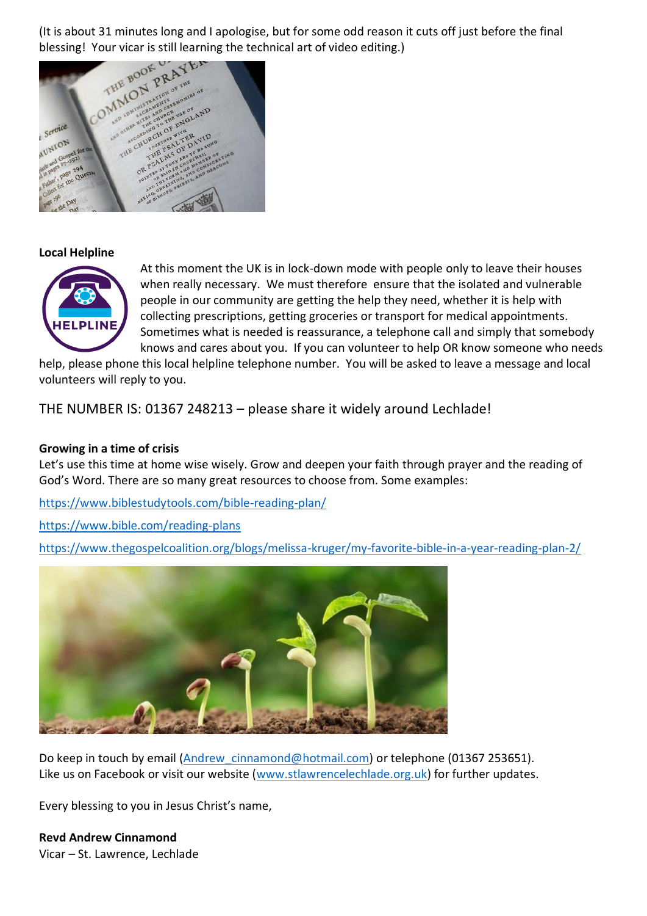(It is about 31 minutes long and I apologise, but for some odd reason it cuts off just before the final blessing! Your vicar is still learning the technical art of video editing.)

**Local Helpline**

At this moment the UK is in lock-down mode with people only to leave their houses when really necessary. We must therefore ensure that the isolated and vulnerable people in our community are getting the help they need, whether it is help with collecting prescriptions, getting groceries or transport for medical appointments. Sometimes what is needed is reassurance, a telephone call and simply that somebody knows and cares about you. If you can volunteer to help OR know someone who needs help, please phone this local helpline telephone number. You will be asked to leave a message and local volunteers will reply to you.

THE NUMBER IS: 01367 248213 – please share it widely around Lechlade!

**Growing in a time of crisis**

Let's use this time at home wise wisely. Grow and deepen your faith through prayer and the reading of God's Word. There are so many great resources to choose from. Some examples:

https://www.biblestudytools.com/bible-reading-plan/

https://www.bible.com/reading-plans

https://www.thegospelcoalition.org/blogs/melissa-kruger/my-favorite-bible-in-a-year-reading-plan-2/

Do keep in touch by email (Andrew_cinnamond@hotmail.com) or telephone (01367 253651).
Like us on Facebook or visit our website (www.stlawrencelechlade.org.uk) for further updates.

Every blessing to you in Jesus Christ's name,

**Revd Andrew Cinnamond**
Vicar – St. Lawrence, Lechlade